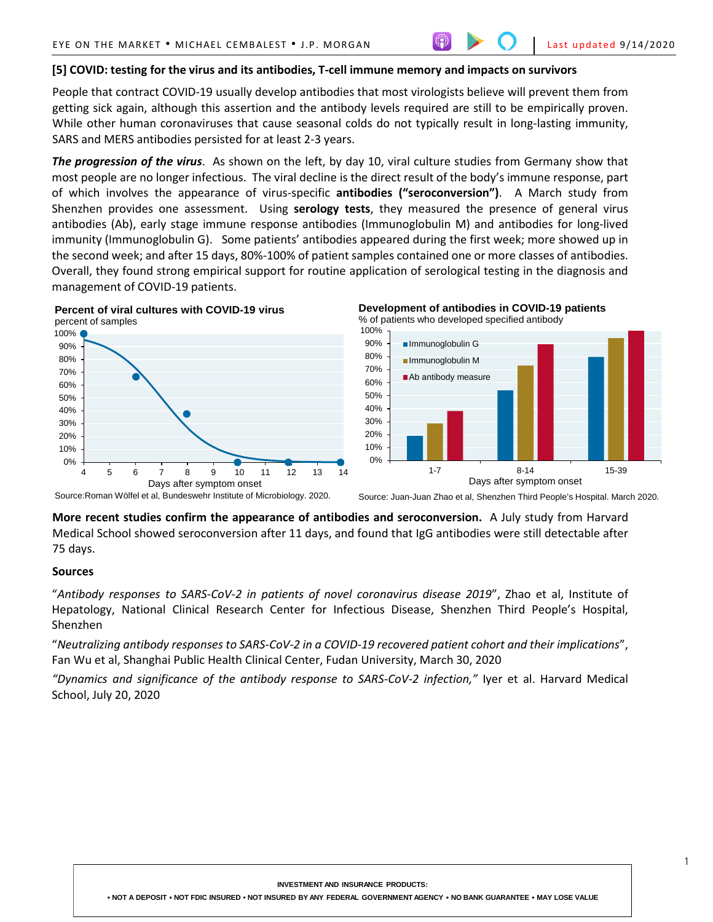## [5] COVID: testing for the virus and its antibodies, T-cell immune memory and impacts on survivors

People that contract COVID-19 usually develop antibodies that most virologists believe will prevent them from getting sick again, although this assertion and the antibody levels required are still to be empirically proven. While other human coronaviruses that cause seasonal colds do not typically result in long-lasting immunity, SARS and MERS antibodies persisted for at least 2-3 years.

***The progression of the virus***. As shown on the left, by day 10, viral culture studies from Germany show that most people are no longer infectious. The viral decline is the direct result of the body's immune response, part of which involves the appearance of virus-specific **antibodies ("seroconversion")**. A March study from Shenzhen provides one assessment. Using **serology tests**, they measured the presence of general virus antibodies (Ab), early stage immune response antibodies (Immunoglobulin M) and antibodies for long-lived immunity (Immunoglobulin G). Some patients' antibodies appeared during the first week; more showed up in the second week; and after 15 days, 80%-100% of patient samples contained one or more classes of antibodies. Overall, they found strong empirical support for routine application of serological testing in the diagnosis and management of COVID-19 patients.

**Percent of viral cultures with COVID-19 virus**
percent of samples

Source:Roman Wölfel et al, Bundeswehr Institute of Microbiology. 2020.

**Development of antibodies in COVID-19 patients**
% of patients who developed specified antibody

Source: Juan-Juan Zhao et al, Shenzhen Third People's Hospital. March 2020.

**More recent studies confirm the appearance of antibodies and seroconversion.** A July study from Harvard Medical School showed seroconversion after 11 days, and found that IgG antibodies were still detectable after 75 days.

### Sources

"*Antibody responses to SARS-CoV-2 in patients of novel coronavirus disease 2019*", Zhao et al, Institute of Hepatology, National Clinical Research Center for Infectious Disease, Shenzhen Third People's Hospital, Shenzhen

"*Neutralizing antibody responses to SARS-CoV-2 in a COVID-19 recovered patient cohort and their implications*", Fan Wu et al, Shanghai Public Health Clinical Center, Fudan University, March 30, 2020

*"Dynamics and significance of the antibody response to SARS-CoV-2 infection,"* Iyer et al. Harvard Medical School, July 20, 2020

INVESTMENT AND INSURANCE PRODUCTS:
• NOT A DEPOSIT • NOT FDIC INSURED • NOT INSURED BY ANY FEDERAL GOVERNMENT AGENCY • NO BANK GUARANTEE • MAY LOSE VALUE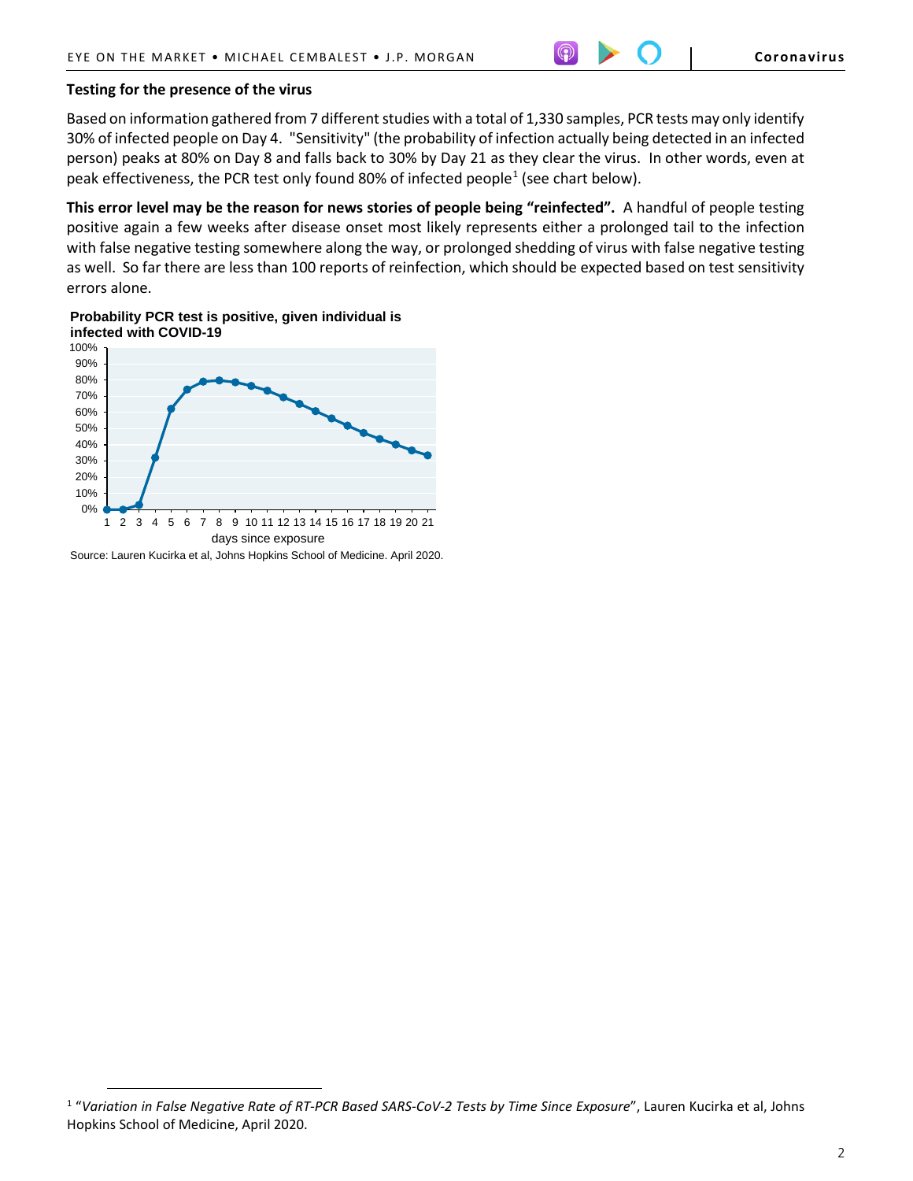## Testing for the presence of the virus

Based on information gathered from 7 different studies with a total of 1,330 samples, PCR tests may only identify 30% of infected people on Day 4. "Sensitivity" (the probability of infection actually being detected in an infected person) peaks at 80% on Day 8 and falls back to 30% by Day 21 as they clear the virus. In other words, even at peak effectiveness, the PCR test only found 80% of infected people[1] (see chart below).

**This error level may be the reason for news stories of people being "reinfected".** A handful of people testing positive again a few weeks after disease onset most likely represents either a prolonged tail to the infection with false negative testing somewhere along the way, or prolonged shedding of virus with false negative testing as well. So far there are less than 100 reports of reinfection, which should be expected based on test sensitivity errors alone.

**Probability PCR test is positive, given individual is infected with COVID-19**

| Days since exposure | Probability (approx.) |
|---|---|
| 1 | 0% |
| 2 | 0% |
| 3 | 3% |
| 4 | 32% |
| 5 | 62% |
| 6 | 74% |
| 7 | 79% |
| 8 | 80% |
| 9 | 79% |
| 10 | 76% |
| 11 | 73% |
| 12 | 69% |
| 13 | 65% |
| 14 | 61% |
| 15 | 56% |
| 16 | 52% |
| 17 | 47% |
| 18 | 44% |
| 19 | 40% |
| 20 | 37% |
| 21 | 34% |

Source: Lauren Kucirka et al, Johns Hopkins School of Medicine. April 2020.

---

[1] "*Variation in False Negative Rate of RT-PCR Based SARS-CoV-2 Tests by Time Since Exposure*", Lauren Kucirka et al, Johns Hopkins School of Medicine, April 2020.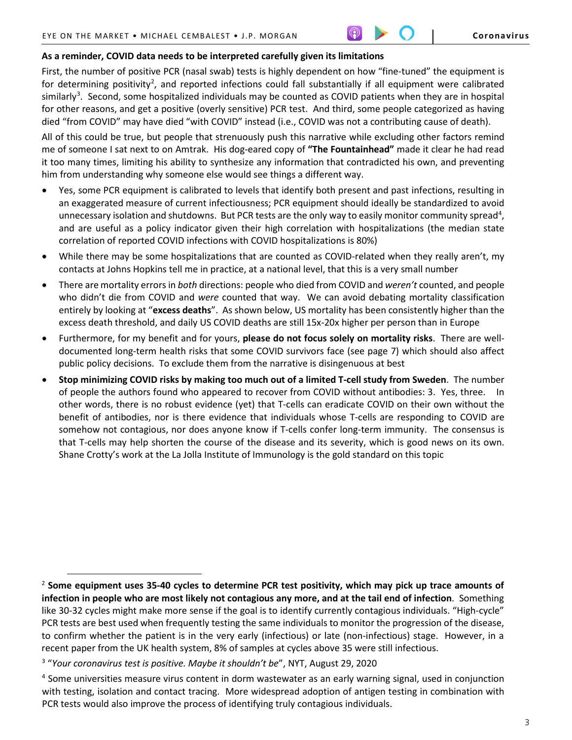**As a reminder, COVID data needs to be interpreted carefully given its limitations**

First, the number of positive PCR (nasal swab) tests is highly dependent on how "fine-tuned" the equipment is for determining positivity[2], and reported infections could fall substantially if all equipment were calibrated similarly[3]. Second, some hospitalized individuals may be counted as COVID patients when they are in hospital for other reasons, and get a positive (overly sensitive) PCR test. And third, some people categorized as having died "from COVID" may have died "with COVID" instead (i.e., COVID was not a contributing cause of death).

All of this could be true, but people that strenuously push this narrative while excluding other factors remind me of someone I sat next to on Amtrak. His dog-eared copy of **"The Fountainhead"** made it clear he had read it too many times, limiting his ability to synthesize any information that contradicted his own, and preventing him from understanding why someone else would see things a different way.

- Yes, some PCR equipment is calibrated to levels that identify both present and past infections, resulting in an exaggerated measure of current infectiousness; PCR equipment should ideally be standardized to avoid unnecessary isolation and shutdowns. But PCR tests are the only way to easily monitor community spread[4], and are useful as a policy indicator given their high correlation with hospitalizations (the median state correlation of reported COVID infections with COVID hospitalizations is 80%)
- While there may be some hospitalizations that are counted as COVID-related when they really aren't, my contacts at Johns Hopkins tell me in practice, at a national level, that this is a very small number
- There are mortality errors in *both* directions: people who died from COVID and *weren't* counted, and people who didn't die from COVID and *were* counted that way. We can avoid debating mortality classification entirely by looking at "**excess deaths**". As shown below, US mortality has been consistently higher than the excess death threshold, and daily US COVID deaths are still 15x-20x higher per person than in Europe
- Furthermore, for my benefit and for yours, **please do not focus solely on mortality risks**. There are well-documented long-term health risks that some COVID survivors face (see page 7) which should also affect public policy decisions. To exclude them from the narrative is disingenuous at best
- **Stop minimizing COVID risks by making too much out of a limited T-cell study from Sweden**. The number of people the authors found who appeared to recover from COVID without antibodies: 3. Yes, three. In other words, there is no robust evidence (yet) that T-cells can eradicate COVID on their own without the benefit of antibodies, nor is there evidence that individuals whose T-cells are responding to COVID are somehow not contagious, nor does anyone know if T-cells confer long-term immunity. The consensus is that T-cells may help shorten the course of the disease and its severity, which is good news on its own. Shane Crotty's work at the La Jolla Institute of Immunology is the gold standard on this topic

---

[2] **Some equipment uses 35-40 cycles to determine PCR test positivity, which may pick up trace amounts of infection in people who are most likely not contagious any more, and at the tail end of infection**. Something like 30-32 cycles might make more sense if the goal is to identify currently contagious individuals. "High-cycle" PCR tests are best used when frequently testing the same individuals to monitor the progression of the disease, to confirm whether the patient is in the very early (infectious) or late (non-infectious) stage. However, in a recent paper from the UK health system, 8% of samples at cycles above 35 were still infectious.

[3] "*Your coronavirus test is positive. Maybe it shouldn't be*", NYT, August 29, 2020

[4] Some universities measure virus content in dorm wastewater as an early warning signal, used in conjunction with testing, isolation and contact tracing. More widespread adoption of antigen testing in combination with PCR tests would also improve the process of identifying truly contagious individuals.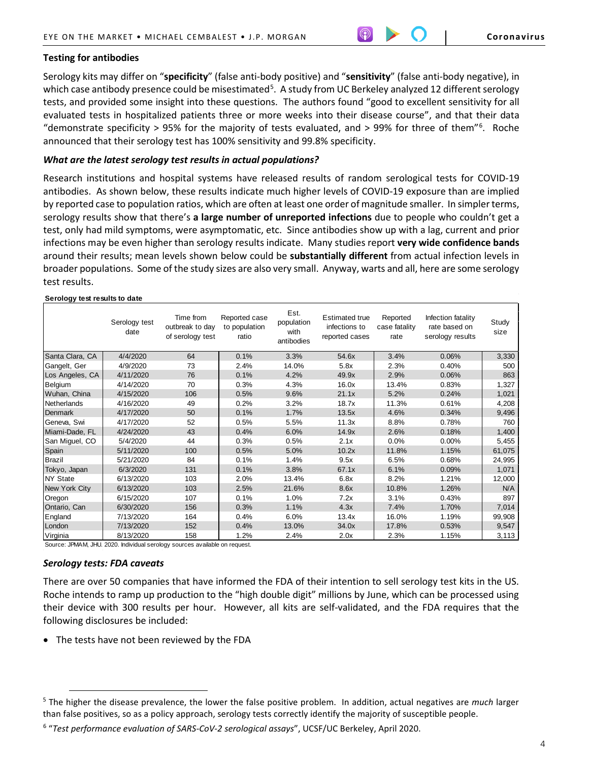### Testing for antibodies

Serology kits may differ on "**specificity**" (false anti-body positive) and "**sensitivity**" (false anti-body negative), in which case antibody presence could be misestimated[5]. A study from UC Berkeley analyzed 12 different serology tests, and provided some insight into these questions. The authors found "good to excellent sensitivity for all evaluated tests in hospitalized patients three or more weeks into their disease course", and that their data "demonstrate specificity > 95% for the majority of tests evaluated, and > 99% for three of them"[6]. Roche announced that their serology test has 100% sensitivity and 99.8% specificity.

#### *What are the latest serology test results in actual populations?*

Research institutions and hospital systems have released results of random serological tests for COVID-19 antibodies. As shown below, these results indicate much higher levels of COVID-19 exposure than are implied by reported case to population ratios, which are often at least one order of magnitude smaller. In simpler terms, serology results show that there's **a large number of unreported infections** due to people who couldn't get a test, only had mild symptoms, were asymptomatic, etc. Since antibodies show up with a lag, current and prior infections may be even higher than serology results indicate. Many studies report **very wide confidence bands** around their results; mean levels shown below could be **substantially different** from actual infection levels in broader populations. Some of the study sizes are also very small. Anyway, warts and all, here are some serology test results.

**Serology test results to date**

| | Serology test date | Time from outbreak to day of serology test | Reported case to population ratio | Est. population with antibodies | Estimated true infections to reported cases | Reported case fatality rate | Infection fatality rate based on serology results | Study size |
|---|---|---|---|---|---|---|---|---|
| Santa Clara, CA | 4/4/2020 | 64 | 0.1% | 3.3% | 54.6x | 3.4% | 0.06% | 3,330 |
| Gangelt, Ger | 4/9/2020 | 73 | 2.4% | 14.0% | 5.8x | 2.3% | 0.40% | 500 |
| Los Angeles, CA | 4/11/2020 | 76 | 0.1% | 4.2% | 49.9x | 2.9% | 0.06% | 863 |
| Belgium | 4/14/2020 | 70 | 0.3% | 4.3% | 16.0x | 13.4% | 0.83% | 1,327 |
| Wuhan, China | 4/15/2020 | 106 | 0.5% | 9.6% | 21.1x | 5.2% | 0.24% | 1,021 |
| Netherlands | 4/16/2020 | 49 | 0.2% | 3.2% | 18.7x | 11.3% | 0.61% | 4,208 |
| Denmark | 4/17/2020 | 50 | 0.1% | 1.7% | 13.5x | 4.6% | 0.34% | 9,496 |
| Geneva, Swi | 4/17/2020 | 52 | 0.5% | 5.5% | 11.3x | 8.8% | 0.78% | 760 |
| Miami-Dade, FL | 4/24/2020 | 43 | 0.4% | 6.0% | 14.9x | 2.6% | 0.18% | 1,400 |
| San Miguel, CO | 5/4/2020 | 44 | 0.3% | 0.5% | 2.1x | 0.0% | 0.00% | 5,455 |
| Spain | 5/11/2020 | 100 | 0.5% | 5.0% | 10.2x | 11.8% | 1.15% | 61,075 |
| Brazil | 5/21/2020 | 84 | 0.1% | 1.4% | 9.5x | 6.5% | 0.68% | 24,995 |
| Tokyo, Japan | 6/3/2020 | 131 | 0.1% | 3.8% | 67.1x | 6.1% | 0.09% | 1,071 |
| NY State | 6/13/2020 | 103 | 2.0% | 13.4% | 6.8x | 8.2% | 1.21% | 12,000 |
| New York City | 6/13/2020 | 103 | 2.5% | 21.6% | 8.6x | 10.8% | 1.26% | N/A |
| Oregon | 6/15/2020 | 107 | 0.1% | 1.0% | 7.2x | 3.1% | 0.43% | 897 |
| Ontario, Can | 6/30/2020 | 156 | 0.3% | 1.1% | 4.3x | 7.4% | 1.70% | 7,014 |
| England | 7/13/2020 | 164 | 0.4% | 6.0% | 13.4x | 16.0% | 1.19% | 99,908 |
| London | 7/13/2020 | 152 | 0.4% | 13.0% | 34.0x | 17.8% | 0.53% | 9,547 |
| Virginia | 8/13/2020 | 158 | 1.2% | 2.4% | 2.0x | 2.3% | 1.15% | 3,113 |

Source: JPMAM, JHU. 2020. Individual serology sources available on request.

#### *Serology tests: FDA caveats*

There are over 50 companies that have informed the FDA of their intention to sell serology test kits in the US. Roche intends to ramp up production to the "high double digit" millions by June, which can be processed using their device with 300 results per hour. However, all kits are self-validated, and the FDA requires that the following disclosures be included:

- The tests have not been reviewed by the FDA

---

[5] The higher the disease prevalence, the lower the false positive problem. In addition, actual negatives are *much* larger than false positives, so as a policy approach, serology tests correctly identify the majority of susceptible people.

[6] "*Test performance evaluation of SARS-CoV-2 serological assays*", UCSF/UC Berkeley, April 2020.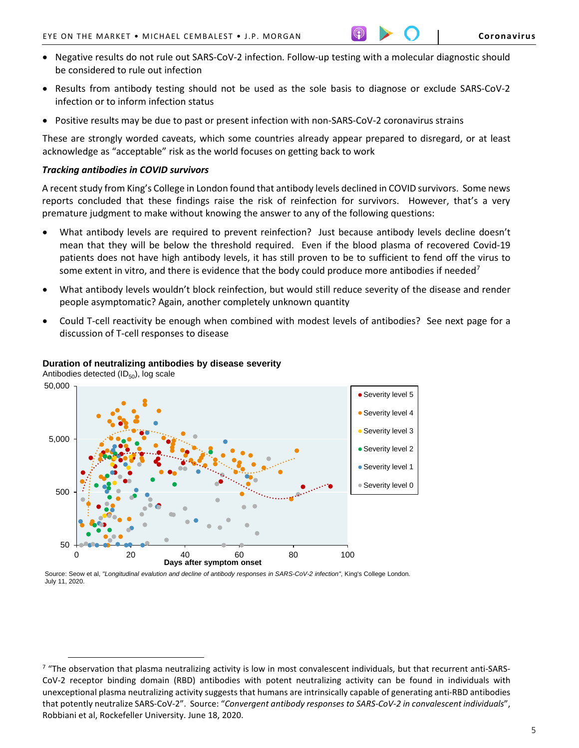- Negative results do not rule out SARS-CoV-2 infection. Follow-up testing with a molecular diagnostic should be considered to rule out infection
- Results from antibody testing should not be used as the sole basis to diagnose or exclude SARS-CoV-2 infection or to inform infection status
- Positive results may be due to past or present infection with non-SARS-CoV-2 coronavirus strains

These are strongly worded caveats, which some countries already appear prepared to disregard, or at least acknowledge as "acceptable" risk as the world focuses on getting back to work

***Tracking antibodies in COVID survivors***

A recent study from King's College in London found that antibody levels declined in COVID survivors. Some news reports concluded that these findings raise the risk of reinfection for survivors. However, that's a very premature judgment to make without knowing the answer to any of the following questions:

- What antibody levels are required to prevent reinfection? Just because antibody levels decline doesn't mean that they will be below the threshold required. Even if the blood plasma of recovered Covid-19 patients does not have high antibody levels, it has still proven to be to sufficient to fend off the virus to some extent in vitro, and there is evidence that the body could produce more antibodies if needed[7]
- What antibody levels wouldn't block reinfection, but would still reduce severity of the disease and render people asymptomatic? Again, another completely unknown quantity
- Could T-cell reactivity be enough when combined with modest levels of antibodies? See next page for a discussion of T-cell responses to disease

**Duration of neutralizing antibodies by disease severity**

Antibodies detected ($ID_{50}$), log scale

Source: Seow et al, *"Longitudinal evalution and decline of antibody responses in SARS-CoV-2 infection"*, King's College London. July 11, 2020.

[7] "The observation that plasma neutralizing activity is low in most convalescent individuals, but that recurrent anti-SARS-CoV-2 receptor binding domain (RBD) antibodies with potent neutralizing activity can be found in individuals with unexceptional plasma neutralizing activity suggests that humans are intrinsically capable of generating anti-RBD antibodies that potently neutralize SARS-CoV-2". Source: "*Convergent antibody responses to SARS-CoV-2 in convalescent individuals*", Robbiani et al, Rockefeller University. June 18, 2020.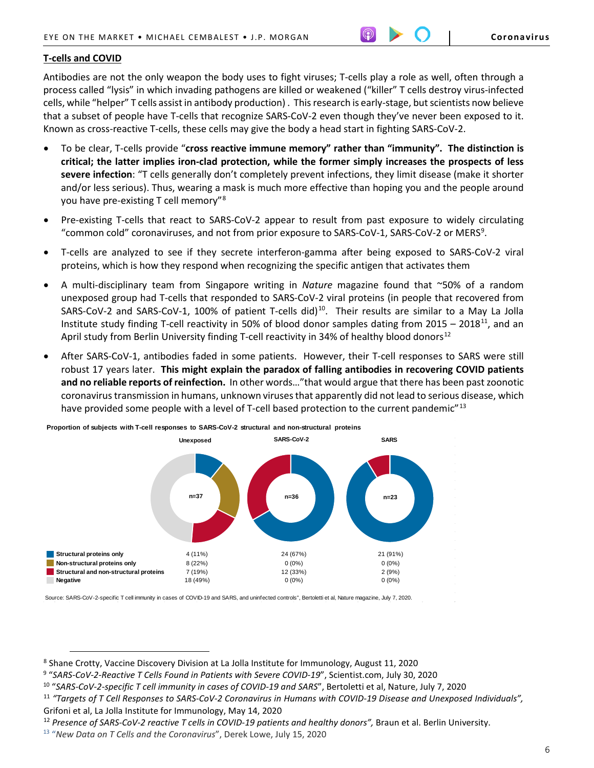## T-cells and COVID

Antibodies are not the only weapon the body uses to fight viruses; T-cells play a role as well, often through a process called "lysis" in which invading pathogens are killed or weakened ("killer" T cells destroy virus-infected cells, while "helper" T cells assist in antibody production) . This research is early-stage, but scientists now believe that a subset of people have T-cells that recognize SARS-CoV-2 even though they've never been exposed to it. Known as cross-reactive T-cells, these cells may give the body a head start in fighting SARS-CoV-2.

- To be clear, T-cells provide "**cross reactive immune memory" rather than "immunity". The distinction is critical; the latter implies iron-clad protection, while the former simply increases the prospects of less severe infection**: "T cells generally don't completely prevent infections, they limit disease (make it shorter and/or less serious). Thus, wearing a mask is much more effective than hoping you and the people around you have pre-existing T cell memory"[8]
- Pre-existing T-cells that react to SARS-CoV-2 appear to result from past exposure to widely circulating "common cold" coronaviruses, and not from prior exposure to SARS-CoV-1, SARS-CoV-2 or MERS[9].
- T-cells are analyzed to see if they secrete interferon-gamma after being exposed to SARS-CoV-2 viral proteins, which is how they respond when recognizing the specific antigen that activates them
- A multi-disciplinary team from Singapore writing in *Nature* magazine found that ~50% of a random unexposed group had T-cells that responded to SARS-CoV-2 viral proteins (in people that recovered from SARS-CoV-2 and SARS-CoV-1, 100% of patient T-cells did)[10]. Their results are similar to a May La Jolla Institute study finding T-cell reactivity in 50% of blood donor samples dating from 2015 – 2018[11], and an April study from Berlin University finding T-cell reactivity in 34% of healthy blood donors[12]
- After SARS-CoV-1, antibodies faded in some patients. However, their T-cell responses to SARS were still robust 17 years later. **This might explain the paradox of falling antibodies in recovering COVID patients and no reliable reports of reinfection.** In other words…"that would argue that there has been past zoonotic coronavirus transmission in humans, unknown viruses that apparently did not lead to serious disease, which have provided some people with a level of T-cell based protection to the current pandemic"[13]

**Proportion of subjects with T-cell responses to SARS-CoV-2 structural and non-structural proteins**

| | Unexposed (n=37) | SARS-CoV-2 (n=36) | SARS (n=23) |
|---|---|---|---|
| Structural proteins only | 4 (11%) | 24 (67%) | 21 (91%) |
| Non-structural proteins only | 8 (22%) | 0 (0%) | 0 (0%) |
| Structural and non-structural proteins | 7 (19%) | 12 (33%) | 2 (9%) |
| Negative | 18 (49%) | 0 (0%) | 0 (0%) |

Source: SARS-CoV-2-specific T cell immunity in cases of COVID-19 and SARS, and uninfected controls", Bertoletti et al, Nature magazine, July 7, 2020.

---

[8] Shane Crotty, Vaccine Discovery Division at La Jolla Institute for Immunology, August 11, 2020

[9] "*SARS-CoV-2-Reactive T Cells Found in Patients with Severe COVID-19*", Scientist.com, July 30, 2020

[10] "*SARS-CoV-2-specific T cell immunity in cases of COVID-19 and SARS*", Bertoletti et al, Nature, July 7, 2020

[11] *"Targets of T Cell Responses to SARS-CoV-2 Coronavirus in Humans with COVID-19 Disease and Unexposed Individuals",* Grifoni et al, La Jolla Institute for Immunology, May 14, 2020

[12] *Presence of SARS-CoV-2 reactive T cells in COVID-19 patients and healthy donors",* Braun et al. Berlin University.

[13] "*New Data on T Cells and the Coronavirus*", Derek Lowe, July 15, 2020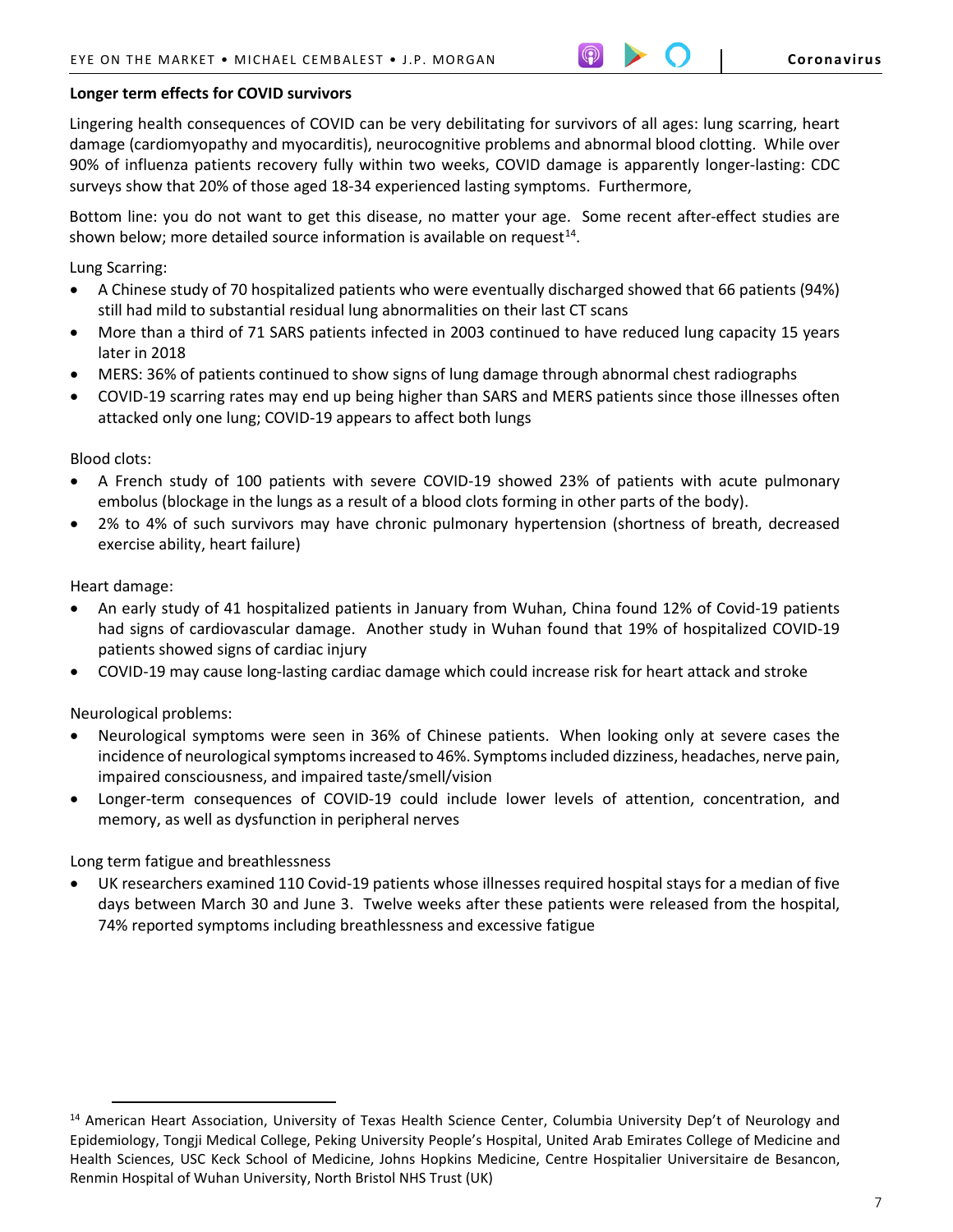**Longer term effects for COVID survivors**

Lingering health consequences of COVID can be very debilitating for survivors of all ages: lung scarring, heart damage (cardiomyopathy and myocarditis), neurocognitive problems and abnormal blood clotting. While over 90% of influenza patients recovery fully within two weeks, COVID damage is apparently longer-lasting: CDC surveys show that 20% of those aged 18-34 experienced lasting symptoms. Furthermore,

Bottom line: you do not want to get this disease, no matter your age. Some recent after-effect studies are shown below; more detailed source information is available on request[14].

Lung Scarring:

- A Chinese study of 70 hospitalized patients who were eventually discharged showed that 66 patients (94%) still had mild to substantial residual lung abnormalities on their last CT scans
- More than a third of 71 SARS patients infected in 2003 continued to have reduced lung capacity 15 years later in 2018
- MERS: 36% of patients continued to show signs of lung damage through abnormal chest radiographs
- COVID-19 scarring rates may end up being higher than SARS and MERS patients since those illnesses often attacked only one lung; COVID-19 appears to affect both lungs

Blood clots:

- A French study of 100 patients with severe COVID-19 showed 23% of patients with acute pulmonary embolus (blockage in the lungs as a result of a blood clots forming in other parts of the body).
- 2% to 4% of such survivors may have chronic pulmonary hypertension (shortness of breath, decreased exercise ability, heart failure)

Heart damage:

- An early study of 41 hospitalized patients in January from Wuhan, China found 12% of Covid-19 patients had signs of cardiovascular damage. Another study in Wuhan found that 19% of hospitalized COVID-19 patients showed signs of cardiac injury
- COVID-19 may cause long-lasting cardiac damage which could increase risk for heart attack and stroke

Neurological problems:

- Neurological symptoms were seen in 36% of Chinese patients. When looking only at severe cases the incidence of neurological symptoms increased to 46%. Symptoms included dizziness, headaches, nerve pain, impaired consciousness, and impaired taste/smell/vision
- Longer-term consequences of COVID-19 could include lower levels of attention, concentration, and memory, as well as dysfunction in peripheral nerves

Long term fatigue and breathlessness

- UK researchers examined 110 Covid-19 patients whose illnesses required hospital stays for a median of five days between March 30 and June 3. Twelve weeks after these patients were released from the hospital, 74% reported symptoms including breathlessness and excessive fatigue

[14] American Heart Association, University of Texas Health Science Center, Columbia University Dep't of Neurology and Epidemiology, Tongji Medical College, Peking University People's Hospital, United Arab Emirates College of Medicine and Health Sciences, USC Keck School of Medicine, Johns Hopkins Medicine, Centre Hospitalier Universitaire de Besancon, Renmin Hospital of Wuhan University, North Bristol NHS Trust (UK)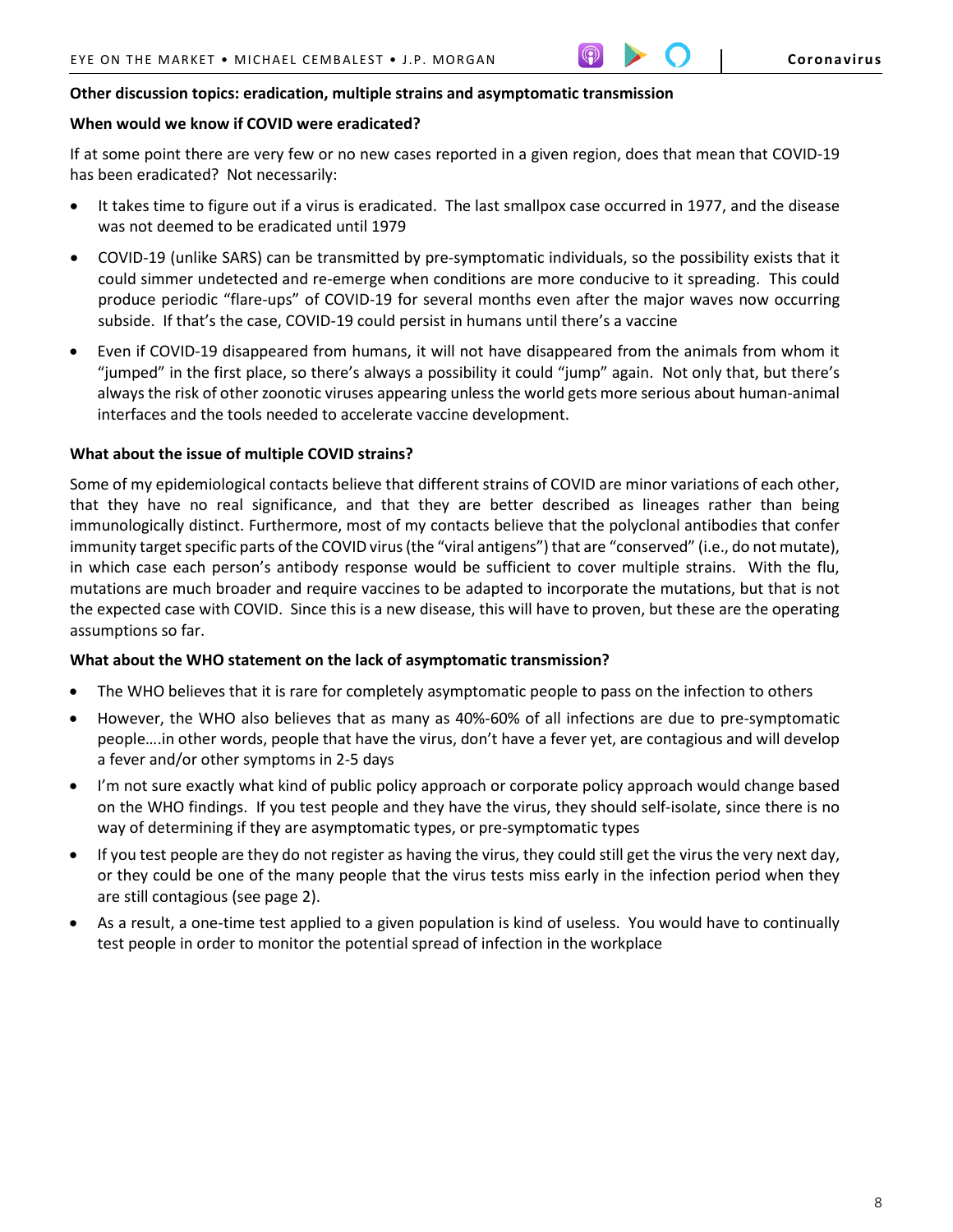**Other discussion topics: eradication, multiple strains and asymptomatic transmission**

**When would we know if COVID were eradicated?**

If at some point there are very few or no new cases reported in a given region, does that mean that COVID-19 has been eradicated? Not necessarily:

- It takes time to figure out if a virus is eradicated. The last smallpox case occurred in 1977, and the disease was not deemed to be eradicated until 1979
- COVID-19 (unlike SARS) can be transmitted by pre-symptomatic individuals, so the possibility exists that it could simmer undetected and re-emerge when conditions are more conducive to it spreading. This could produce periodic "flare-ups" of COVID-19 for several months even after the major waves now occurring subside. If that's the case, COVID-19 could persist in humans until there's a vaccine
- Even if COVID-19 disappeared from humans, it will not have disappeared from the animals from whom it "jumped" in the first place, so there's always a possibility it could "jump" again. Not only that, but there's always the risk of other zoonotic viruses appearing unless the world gets more serious about human-animal interfaces and the tools needed to accelerate vaccine development.

**What about the issue of multiple COVID strains?**

Some of my epidemiological contacts believe that different strains of COVID are minor variations of each other, that they have no real significance, and that they are better described as lineages rather than being immunologically distinct. Furthermore, most of my contacts believe that the polyclonal antibodies that confer immunity target specific parts of the COVID virus (the "viral antigens") that are "conserved" (i.e., do not mutate), in which case each person's antibody response would be sufficient to cover multiple strains. With the flu, mutations are much broader and require vaccines to be adapted to incorporate the mutations, but that is not the expected case with COVID. Since this is a new disease, this will have to proven, but these are the operating assumptions so far.

**What about the WHO statement on the lack of asymptomatic transmission?**

- The WHO believes that it is rare for completely asymptomatic people to pass on the infection to others
- However, the WHO also believes that as many as 40%-60% of all infections are due to pre-symptomatic people….in other words, people that have the virus, don't have a fever yet, are contagious and will develop a fever and/or other symptoms in 2-5 days
- I'm not sure exactly what kind of public policy approach or corporate policy approach would change based on the WHO findings. If you test people and they have the virus, they should self-isolate, since there is no way of determining if they are asymptomatic types, or pre-symptomatic types
- If you test people are they do not register as having the virus, they could still get the virus the very next day, or they could be one of the many people that the virus tests miss early in the infection period when they are still contagious (see page 2).
- As a result, a one-time test applied to a given population is kind of useless. You would have to continually test people in order to monitor the potential spread of infection in the workplace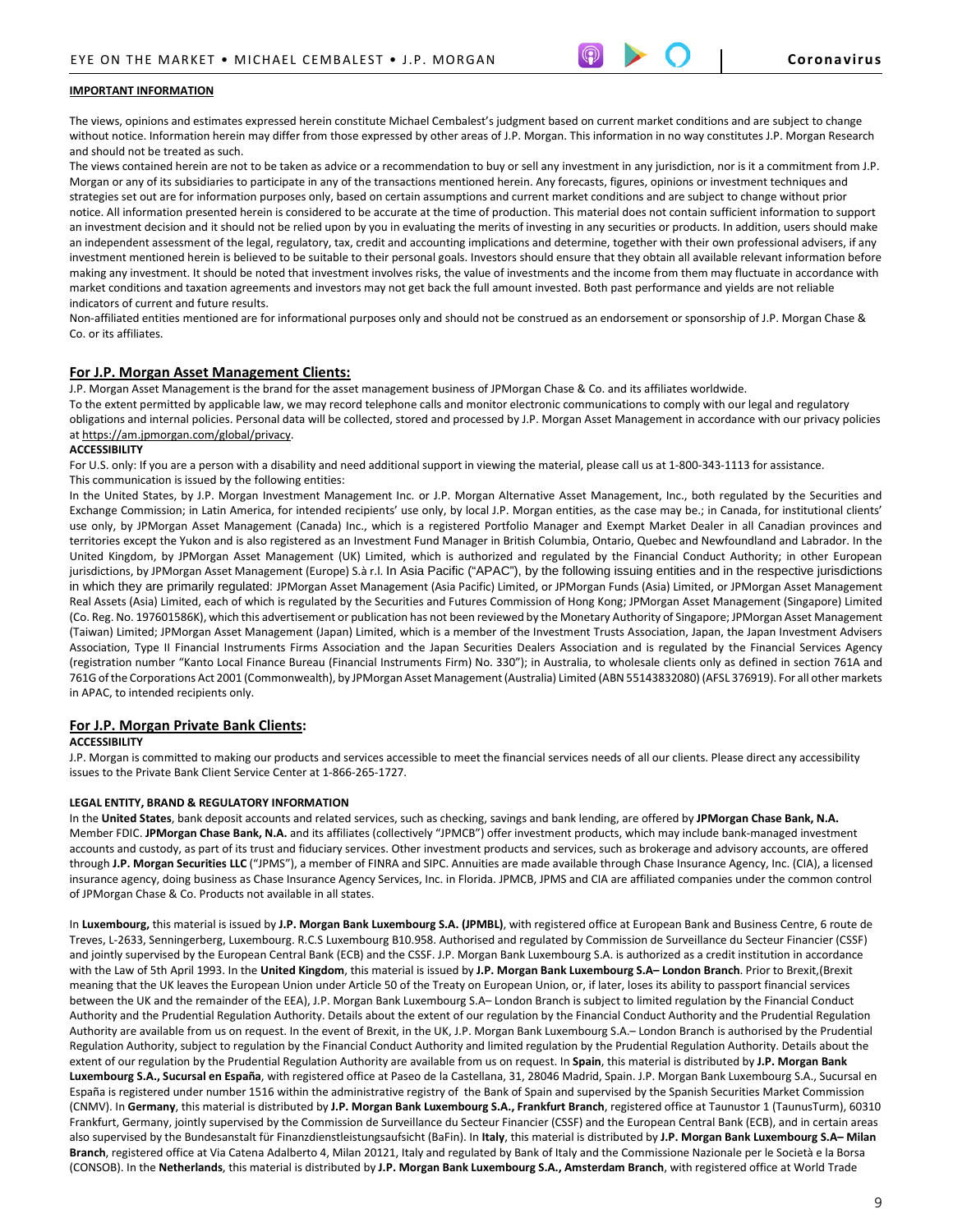**IMPORTANT INFORMATION**

The views, opinions and estimates expressed herein constitute Michael Cembalest's judgment based on current market conditions and are subject to change without notice. Information herein may differ from those expressed by other areas of J.P. Morgan. This information in no way constitutes J.P. Morgan Research and should not be treated as such.

The views contained herein are not to be taken as advice or a recommendation to buy or sell any investment in any jurisdiction, nor is it a commitment from J.P. Morgan or any of its subsidiaries to participate in any of the transactions mentioned herein. Any forecasts, figures, opinions or investment techniques and strategies set out are for information purposes only, based on certain assumptions and current market conditions and are subject to change without prior notice. All information presented herein is considered to be accurate at the time of production. This material does not contain sufficient information to support an investment decision and it should not be relied upon by you in evaluating the merits of investing in any securities or products. In addition, users should make an independent assessment of the legal, regulatory, tax, credit and accounting implications and determine, together with their own professional advisers, if any investment mentioned herein is believed to be suitable to their personal goals. Investors should ensure that they obtain all available relevant information before making any investment. It should be noted that investment involves risks, the value of investments and the income from them may fluctuate in accordance with market conditions and taxation agreements and investors may not get back the full amount invested. Both past performance and yields are not reliable indicators of current and future results.

Non-affiliated entities mentioned are for informational purposes only and should not be construed as an endorsement or sponsorship of J.P. Morgan Chase & Co. or its affiliates.

## For J.P. Morgan Asset Management Clients:

J.P. Morgan Asset Management is the brand for the asset management business of JPMorgan Chase & Co. and its affiliates worldwide.

To the extent permitted by applicable law, we may record telephone calls and monitor electronic communications to comply with our legal and regulatory obligations and internal policies. Personal data will be collected, stored and processed by J.P. Morgan Asset Management in accordance with our privacy policies at https://am.jpmorgan.com/global/privacy.

**ACCESSIBILITY**

For U.S. only: If you are a person with a disability and need additional support in viewing the material, please call us at 1-800-343-1113 for assistance.

This communication is issued by the following entities:

In the United States, by J.P. Morgan Investment Management Inc. or J.P. Morgan Alternative Asset Management, Inc., both regulated by the Securities and Exchange Commission; in Latin America, for intended recipients' use only, by local J.P. Morgan entities, as the case may be.; in Canada, for institutional clients' use only, by JPMorgan Asset Management (Canada) Inc., which is a registered Portfolio Manager and Exempt Market Dealer in all Canadian provinces and territories except the Yukon and is also registered as an Investment Fund Manager in British Columbia, Ontario, Quebec and Newfoundland and Labrador. In the United Kingdom, by JPMorgan Asset Management (UK) Limited, which is authorized and regulated by the Financial Conduct Authority; in other European jurisdictions, by JPMorgan Asset Management (Europe) S.à r.l. In Asia Pacific ("APAC"), by the following issuing entities and in the respective jurisdictions in which they are primarily regulated: JPMorgan Asset Management (Asia Pacific) Limited, or JPMorgan Funds (Asia) Limited, or JPMorgan Asset Management Real Assets (Asia) Limited, each of which is regulated by the Securities and Futures Commission of Hong Kong; JPMorgan Asset Management (Singapore) Limited (Co. Reg. No. 197601586K), which this advertisement or publication has not been reviewed by the Monetary Authority of Singapore; JPMorgan Asset Management (Taiwan) Limited; JPMorgan Asset Management (Japan) Limited, which is a member of the Investment Trusts Association, Japan, the Japan Investment Advisers Association, Type II Financial Instruments Firms Association and the Japan Securities Dealers Association and is regulated by the Financial Services Agency (registration number "Kanto Local Finance Bureau (Financial Instruments Firm) No. 330"); in Australia, to wholesale clients only as defined in section 761A and 761G of the Corporations Act 2001 (Commonwealth), by JPMorgan Asset Management (Australia) Limited (ABN 55143832080) (AFSL 376919). For all other markets in APAC, to intended recipients only.

## For J.P. Morgan Private Bank Clients:

**ACCESSIBILITY**

J.P. Morgan is committed to making our products and services accessible to meet the financial services needs of all our clients. Please direct any accessibility issues to the Private Bank Client Service Center at 1-866-265-1727.

**LEGAL ENTITY, BRAND & REGULATORY INFORMATION**

In the **United States**, bank deposit accounts and related services, such as checking, savings and bank lending, are offered by **JPMorgan Chase Bank, N.A.** Member FDIC. **JPMorgan Chase Bank, N.A.** and its affiliates (collectively "JPMCB") offer investment products, which may include bank-managed investment accounts and custody, as part of its trust and fiduciary services. Other investment products and services, such as brokerage and advisory accounts, are offered through **J.P. Morgan Securities LLC** ("JPMS"), a member of FINRA and SIPC. Annuities are made available through Chase Insurance Agency, Inc. (CIA), a licensed insurance agency, doing business as Chase Insurance Agency Services, Inc. in Florida. JPMCB, JPMS and CIA are affiliated companies under the common control of JPMorgan Chase & Co. Products not available in all states.

In **Luxembourg,** this material is issued by **J.P. Morgan Bank Luxembourg S.A. (JPMBL)**, with registered office at European Bank and Business Centre, 6 route de Treves, L-2633, Senningerberg, Luxembourg. R.C.S Luxembourg B10.958. Authorised and regulated by Commission de Surveillance du Secteur Financier (CSSF) and jointly supervised by the European Central Bank (ECB) and the CSSF. J.P. Morgan Bank Luxembourg S.A. is authorized as a credit institution in accordance with the Law of 5th April 1993. In the **United Kingdom**, this material is issued by **J.P. Morgan Bank Luxembourg S.A– London Branch**. Prior to Brexit,(Brexit meaning that the UK leaves the European Union under Article 50 of the Treaty on European Union, or, if later, loses its ability to passport financial services between the UK and the remainder of the EEA), J.P. Morgan Bank Luxembourg S.A– London Branch is subject to limited regulation by the Financial Conduct Authority and the Prudential Regulation Authority. Details about the extent of our regulation by the Financial Conduct Authority and the Prudential Regulation Authority are available from us on request. In the event of Brexit, in the UK, J.P. Morgan Bank Luxembourg S.A.– London Branch is authorised by the Prudential Regulation Authority, subject to regulation by the Financial Conduct Authority and limited regulation by the Prudential Regulation Authority. Details about the extent of our regulation by the Prudential Regulation Authority are available from us on request. In **Spain**, this material is distributed by **J.P. Morgan Bank Luxembourg S.A., Sucursal en España**, with registered office at Paseo de la Castellana, 31, 28046 Madrid, Spain. J.P. Morgan Bank Luxembourg S.A., Sucursal en España is registered under number 1516 within the administrative registry of the Bank of Spain and supervised by the Spanish Securities Market Commission (CNMV). In **Germany**, this material is distributed by **J.P. Morgan Bank Luxembourg S.A., Frankfurt Branch**, registered office at Taunustor 1 (TaunusTurm), 60310 Frankfurt, Germany, jointly supervised by the Commission de Surveillance du Secteur Financier (CSSF) and the European Central Bank (ECB), and in certain areas also supervised by the Bundesanstalt für Finanzdienstleistungsaufsicht (BaFin). In **Italy**, this material is distributed by **J.P. Morgan Bank Luxembourg S.A– Milan Branch**, registered office at Via Catena Adalberto 4, Milan 20121, Italy and regulated by Bank of Italy and the Commissione Nazionale per le Società e la Borsa (CONSOB). In the **Netherlands**, this material is distributed by **J.P. Morgan Bank Luxembourg S.A., Amsterdam Branch**, with registered office at World Trade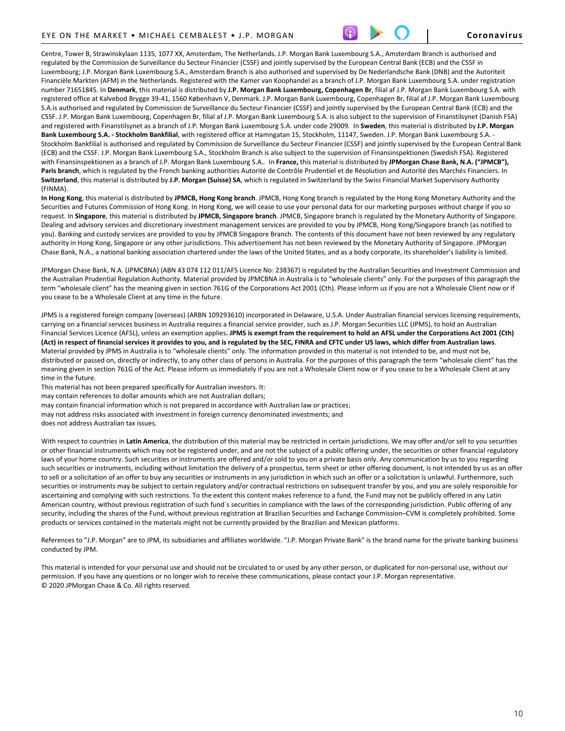Centre, Tower B, Strawinskylaan 1135, 1077 XX, Amsterdam, The Netherlands. J.P. Morgan Bank Luxembourg S.A., Amsterdam Branch is authorised and regulated by the Commission de Surveillance du Secteur Financier (CSSF) and jointly supervised by the European Central Bank (ECB) and the CSSF in Luxembourg; J.P. Morgan Bank Luxembourg S.A., Amsterdam Branch is also authorised and supervised by De Nederlandsche Bank (DNB) and the Autoriteit Financiële Markten (AFM) in the Netherlands. Registered with the Kamer van Koophandel as a branch of J.P. Morgan Bank Luxembourg S.A. under registration number 71651845. In **Denmark**, this material is distributed by **J.P. Morgan Bank Luxembourg, Copenhagen Br**, filial af J.P. Morgan Bank Luxembourg S.A. with registered office at Kalvebod Brygge 39-41, 1560 København V, Denmark. J.P. Morgan Bank Luxembourg, Copenhagen Br, filial af J.P. Morgan Bank Luxembourg S.A.is authorised and regulated by Commission de Surveillance du Secteur Financier (CSSF) and jointly supervised by the European Central Bank (ECB) and the CSSF. J.P. Morgan Bank Luxembourg, Copenhagen Br, filial af J.P. Morgan Bank Luxembourg S.A. is also subject to the supervision of Finanstilsynet (Danish FSA) and registered with Finanstilsynet as a branch of J.P. Morgan Bank Luxembourg S.A. under code 29009. In **Sweden**, this material is distributed by **J.P. Morgan Bank Luxembourg S.A. - Stockholm Bankfilial**, with registered office at Hamngatan 15, Stockholm, 11147, Sweden. J.P. Morgan Bank Luxembourg S.A. - Stockholm Bankfilial is authorised and regulated by Commission de Surveillance du Secteur Financier (CSSF) and jointly supervised by the European Central Bank (ECB) and the CSSF. J.P. Morgan Bank Luxembourg S.A., Stockholm Branch is also subject to the supervision of Finansinspektionen (Swedish FSA). Registered with Finansinspektionen as a branch of J.P. Morgan Bank Luxembourg S.A.. In **France,** this material is distributed by **JPMorgan Chase Bank, N.A. ("JPMCB"), Paris branch**, which is regulated by the French banking authorities Autorité de Contrôle Prudentiel et de Résolution and Autorité des Marchés Financiers. In **Switzerland**, this material is distributed by **J.P. Morgan (Suisse) SA**, which is regulated in Switzerland by the Swiss Financial Market Supervisory Authority (FINMA).

**In Hong Kong**, this material is distributed by **JPMCB, Hong Kong branch**. JPMCB, Hong Kong branch is regulated by the Hong Kong Monetary Authority and the Securities and Futures Commission of Hong Kong. In Hong Kong, we will cease to use your personal data for our marketing purposes without charge if you so request. In **Singapore**, this material is distributed by **JPMCB, Singapore branch**. JPMCB, Singapore branch is regulated by the Monetary Authority of Singapore. Dealing and advisory services and discretionary investment management services are provided to you by JPMCB, Hong Kong/Singapore branch (as notified to you). Banking and custody services are provided to you by JPMCB Singapore Branch. The contents of this document have not been reviewed by any regulatory authority in Hong Kong, Singapore or any other jurisdictions. This advertisement has not been reviewed by the Monetary Authority of Singapore. JPMorgan Chase Bank, N.A., a national banking association chartered under the laws of the United States, and as a body corporate, its shareholder's liability is limited.

JPMorgan Chase Bank, N.A. (JPMCBNA) (ABN 43 074 112 011/AFS Licence No: 238367) is regulated by the Australian Securities and Investment Commission and the Australian Prudential Regulation Authority. Material provided by JPMCBNA in Australia is to "wholesale clients" only. For the purposes of this paragraph the term "wholesale client" has the meaning given in section 761G of the Corporations Act 2001 (Cth). Please inform us if you are not a Wholesale Client now or if you cease to be a Wholesale Client at any time in the future.

JPMS is a registered foreign company (overseas) (ARBN 109293610) incorporated in Delaware, U.S.A. Under Australian financial services licensing requirements, carrying on a financial services business in Australia requires a financial service provider, such as J.P. Morgan Securities LLC (JPMS), to hold an Australian Financial Services Licence (AFSL), unless an exemption applies**. JPMS is exempt from the requirement to hold an AFSL under the Corporations Act 2001 (Cth) (Act) in respect of financial services it provides to you, and is regulated by the SEC, FINRA and CFTC under US laws, which differ from Australian laws**. Material provided by JPMS in Australia is to "wholesale clients" only. The information provided in this material is not intended to be, and must not be, distributed or passed on, directly or indirectly, to any other class of persons in Australia. For the purposes of this paragraph the term "wholesale client" has the meaning given in section 761G of the Act. Please inform us immediately if you are not a Wholesale Client now or if you cease to be a Wholesale Client at any time in the future.

This material has not been prepared specifically for Australian investors. It:

may contain references to dollar amounts which are not Australian dollars;

may contain financial information which is not prepared in accordance with Australian law or practices;

may not address risks associated with investment in foreign currency denominated investments; and

does not address Australian tax issues.

With respect to countries in **Latin America**, the distribution of this material may be restricted in certain jurisdictions. We may offer and/or sell to you securities or other financial instruments which may not be registered under, and are not the subject of a public offering under, the securities or other financial regulatory laws of your home country. Such securities or instruments are offered and/or sold to you on a private basis only. Any communication by us to you regarding such securities or instruments, including without limitation the delivery of a prospectus, term sheet or other offering document, is not intended by us as an offer to sell or a solicitation of an offer to buy any securities or instruments in any jurisdiction in which such an offer or a solicitation is unlawful. Furthermore, such securities or instruments may be subject to certain regulatory and/or contractual restrictions on subsequent transfer by you, and you are solely responsible for ascertaining and complying with such restrictions. To the extent this content makes reference to a fund, the Fund may not be publicly offered in any Latin American country, without previous registration of such fund´s securities in compliance with the laws of the corresponding jurisdiction. Public offering of any security, including the shares of the Fund, without previous registration at Brazilian Securities and Exchange Commission–CVM is completely prohibited. Some products or services contained in the materials might not be currently provided by the Brazilian and Mexican platforms.

References to "J.P. Morgan" are to JPM, its subsidiaries and affiliates worldwide. "J.P. Morgan Private Bank" is the brand name for the private banking business conducted by JPM.

This material is intended for your personal use and should not be circulated to or used by any other person, or duplicated for non-personal use, without our permission. If you have any questions or no longer wish to receive these communications, please contact your J.P. Morgan representative.
© 2020 JPMorgan Chase & Co. All rights reserved.